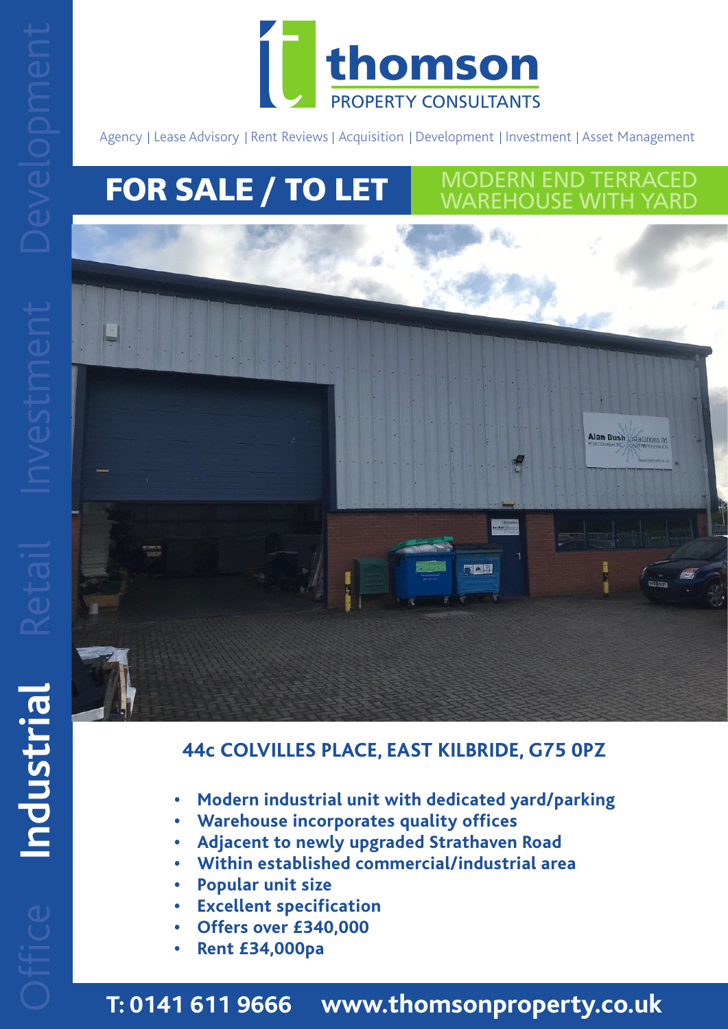# thomson

PROPERTY CONSULTANTS

Agency | Lease Advisory | Rent Reviews | Acquisition | Development | Investment | Asset Management

Office Industrial Retail Investment Development

## FOR SALE / TO LET

MODERN END TERRACED WAREHOUSE WITH YARD

### 44c COLVILLES PLACE, EAST KILBRIDE, G75 0PZ

- **Modern industrial unit with dedicated yard/parking**
- **Warehouse incorporates quality offices**
- **Adjacent to newly upgraded Strathaven Road**
- **Within established commercial/industrial area**
- **Popular unit size**
- **Excellent specification**
- **Offers over £340,000**
- **Rent £34,000pa**

**T: 0141 611 9666 www.thomsonproperty.co.uk**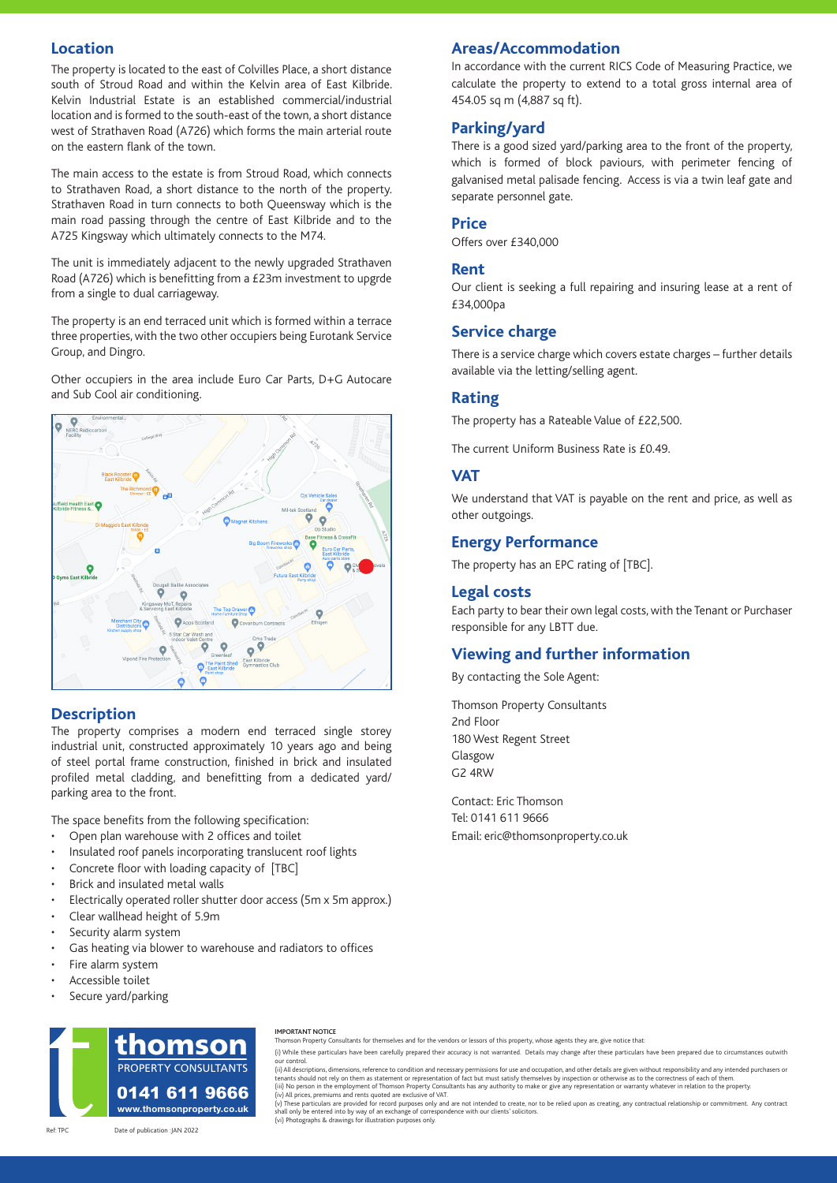## Location

The property is located to the east of Colvilles Place, a short distance south of Stroud Road and within the Kelvin area of East Kilbride. Kelvin Industrial Estate is an established commercial/industrial location and is formed to the south-east of the town, a short distance west of Strathaven Road (A726) which forms the main arterial route on the eastern flank of the town.

The main access to the estate is from Stroud Road, which connects to Strathaven Road, a short distance to the north of the property. Strathaven Road in turn connects to both Queensway which is the main road passing through the centre of East Kilbride and to the A725 Kingsway which ultimately connects to the M74.

The unit is immediately adjacent to the newly upgraded Strathaven Road (A726) which is benefitting from a £23m investment to upgrde from a single to dual carriageway.

The property is an end terraced unit which is formed within a terrace three properties, with the two other occupiers being Eurotank Service Group, and Dingro.

Other occupiers in the area include Euro Car Parts, D+G Autocare and Sub Cool air conditioning.

## Description

The property comprises a modern end terraced single storey industrial unit, constructed approximately 10 years ago and being of steel portal frame construction, finished in brick and insulated profiled metal cladding, and benefitting from a dedicated yard/ parking area to the front.

The space benefits from the following specification:

- Open plan warehouse with 2 offices and toilet
- Insulated roof panels incorporating translucent roof lights
- Concrete floor with loading capacity of [TBC]
- Brick and insulated metal walls
- Electrically operated roller shutter door access (5m x 5m approx.)
- Clear wallhead height of 5.9m
- Security alarm system
- Gas heating via blower to warehouse and radiators to offices
- Fire alarm system
- Accessible toilet
- Secure yard/parking

## Areas/Accommodation

In accordance with the current RICS Code of Measuring Practice, we calculate the property to extend to a total gross internal area of 454.05 sq m (4,887 sq ft).

## Parking/yard

There is a good sized yard/parking area to the front of the property, which is formed of block paviours, with perimeter fencing of galvanised metal palisade fencing. Access is via a twin leaf gate and separate personnel gate.

## Price

Offers over £340,000

## Rent

Our client is seeking a full repairing and insuring lease at a rent of £34,000pa

## Service charge

There is a service charge which covers estate charges – further details available via the letting/selling agent.

## Rating

The property has a Rateable Value of £22,500.

The current Uniform Business Rate is £0.49.

## VAT

We understand that VAT is payable on the rent and price, as well as other outgoings.

## Energy Performance

The property has an EPC rating of [TBC].

## Legal costs

Each party to bear their own legal costs, with the Tenant or Purchaser responsible for any LBTT due.

## Viewing and further information

By contacting the Sole Agent:

Thomson Property Consultants
2nd Floor
180 West Regent Street
Glasgow
G2 4RW

Contact: Eric Thomson
Tel: 0141 611 9666
Email: eric@thomsonproperty.co.uk

thomson PROPERTY CONSULTANTS
0141 611 9666
www.thomsonproperty.co.uk

**IMPORTANT NOTICE**

Thomson Property Consultants for themselves and for the vendors or lessors of this property, whose agents they are, give notice that:

(i) While these particulars have been carefully prepared their accuracy is not warranted. Details may change after these particulars have been prepared due to circumstances outwith our control.
(ii) All descriptions, dimensions, reference to condition and necessary permissions for use and occupation, and other details are given without responsibility and any intended purchasers or tenants should not rely on them as statement or representation of fact but must satisfy themselves by inspection or otherwise as to the correctness of each of them.
(iii) No person in the employment of Thomson Property Consultants has any authority to make or give any representation or warranty whatever in relation to the property.
(iv) All prices, premiums and rents quoted are exclusive of VAT.
(v) These particulars are provided for record purposes only and are not intended to create, nor to be relied upon as creating, any contractual relationship or commitment. Any contract shall only be entered into by way of an exchange of correspondence with our clients' solicitors.
(vi) Photographs & drawings for illustration purposes only.

Ref: TPC Date of publication :JAN 2022